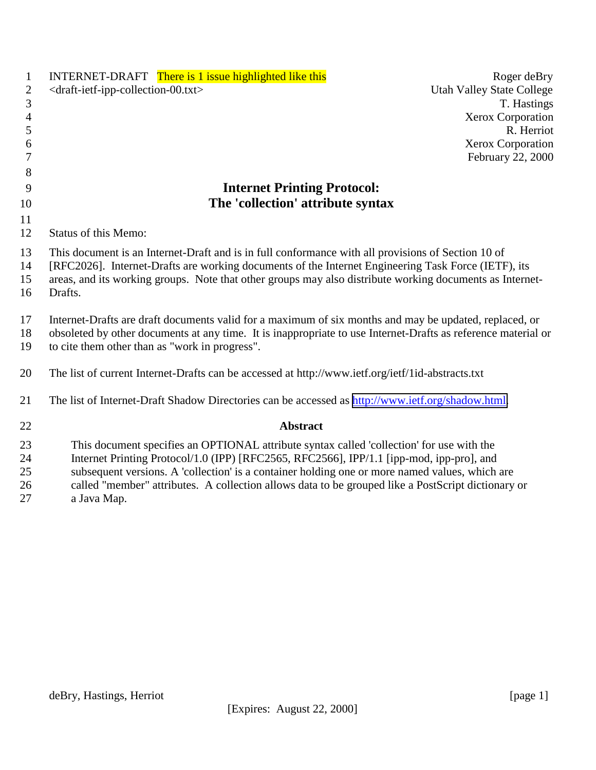INTERNET-DRAFT There is 1 issue highlighted like this
<draft-ietf-ipp-collection-00.txt>

Roger deBry
Utah Valley State College
T. Hastings
Xerox Corporation
R. Herriot
Xerox Corporation
February 22, 2000

# Internet Printing Protocol: The 'collection' attribute syntax

Status of this Memo:

This document is an Internet-Draft and is in full conformance with all provisions of Section 10 of [RFC2026]. Internet-Drafts are working documents of the Internet Engineering Task Force (IETF), its areas, and its working groups. Note that other groups may also distribute working documents as Internet-Drafts.

Internet-Drafts are draft documents valid for a maximum of six months and may be updated, replaced, or obsoleted by other documents at any time. It is inappropriate to use Internet-Drafts as reference material or to cite them other than as "work in progress".

The list of current Internet-Drafts can be accessed at http://www.ietf.org/ietf/1id-abstracts.txt

The list of Internet-Draft Shadow Directories can be accessed as http://www.ietf.org/shadow.html.

## Abstract

This document specifies an OPTIONAL attribute syntax called 'collection' for use with the Internet Printing Protocol/1.0 (IPP) [RFC2565, RFC2566], IPP/1.1 [ipp-mod, ipp-pro], and subsequent versions. A 'collection' is a container holding one or more named values, which are called "member" attributes. A collection allows data to be grouped like a PostScript dictionary or a Java Map.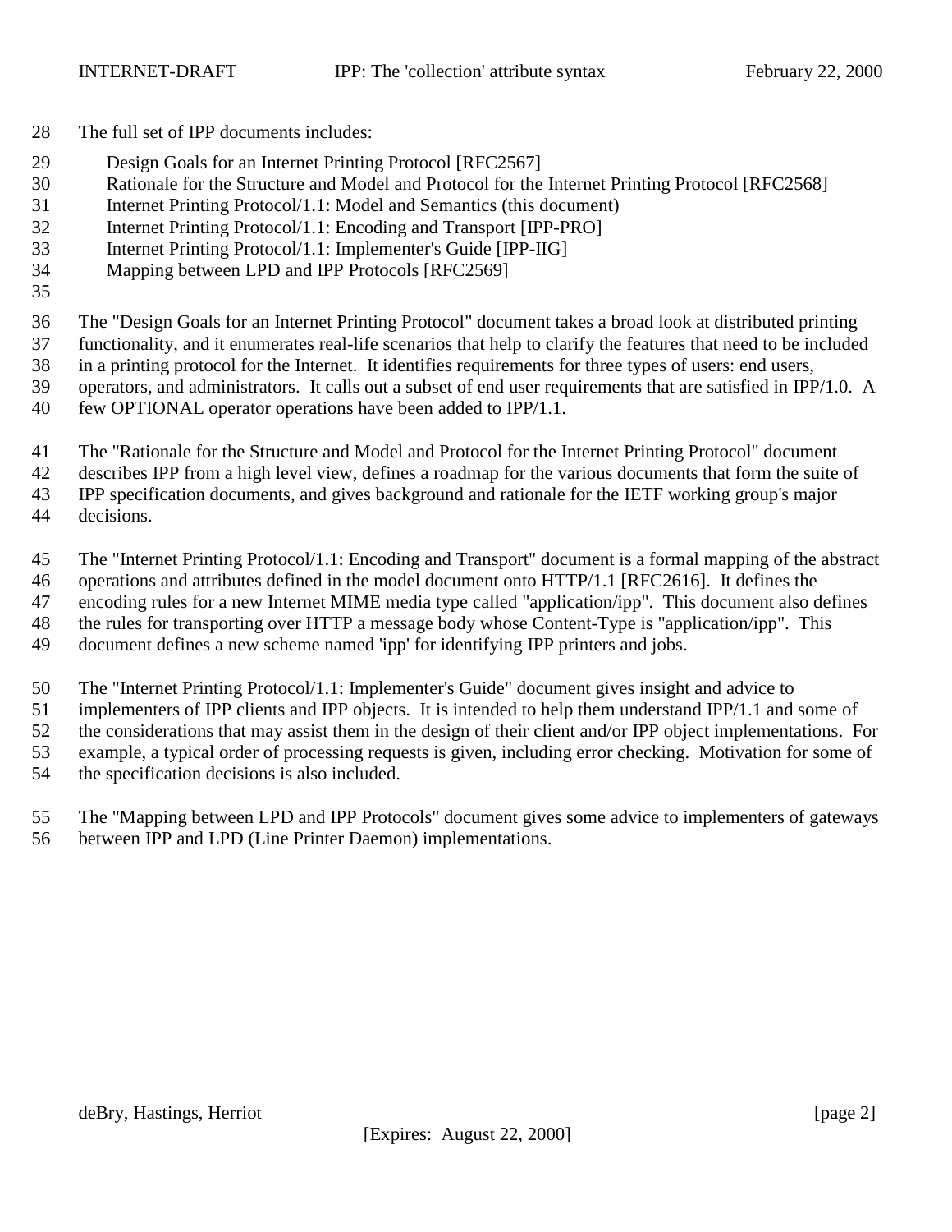The full set of IPP documents includes:

- Design Goals for an Internet Printing Protocol [RFC2567]
- Rationale for the Structure and Model and Protocol for the Internet Printing Protocol [RFC2568]
- Internet Printing Protocol/1.1: Model and Semantics (this document)
- Internet Printing Protocol/1.1: Encoding and Transport [IPP-PRO]
- Internet Printing Protocol/1.1: Implementer's Guide [IPP-IIG]
- Mapping between LPD and IPP Protocols [RFC2569]

The "Design Goals for an Internet Printing Protocol" document takes a broad look at distributed printing functionality, and it enumerates real-life scenarios that help to clarify the features that need to be included in a printing protocol for the Internet. It identifies requirements for three types of users: end users, operators, and administrators. It calls out a subset of end user requirements that are satisfied in IPP/1.0. A few OPTIONAL operator operations have been added to IPP/1.1.

The "Rationale for the Structure and Model and Protocol for the Internet Printing Protocol" document describes IPP from a high level view, defines a roadmap for the various documents that form the suite of IPP specification documents, and gives background and rationale for the IETF working group's major decisions.

The "Internet Printing Protocol/1.1: Encoding and Transport" document is a formal mapping of the abstract operations and attributes defined in the model document onto HTTP/1.1 [RFC2616]. It defines the encoding rules for a new Internet MIME media type called "application/ipp". This document also defines the rules for transporting over HTTP a message body whose Content-Type is "application/ipp". This document defines a new scheme named 'ipp' for identifying IPP printers and jobs.

The "Internet Printing Protocol/1.1: Implementer's Guide" document gives insight and advice to implementers of IPP clients and IPP objects. It is intended to help them understand IPP/1.1 and some of the considerations that may assist them in the design of their client and/or IPP object implementations. For example, a typical order of processing requests is given, including error checking. Motivation for some of the specification decisions is also included.

The "Mapping between LPD and IPP Protocols" document gives some advice to implementers of gateways between IPP and LPD (Line Printer Daemon) implementations.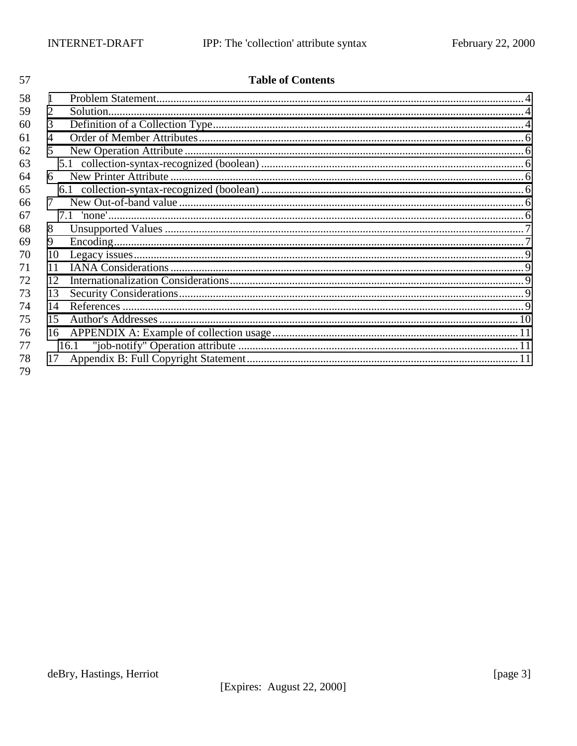## Table of Contents

1 Problem Statement........................................................................................................................4
2 Solution........................................................................................................................................4
3 Definition of a Collection Type....................................................................................................4
4 Order of Member Attributes.........................................................................................................6
5 New Operation Attribute..............................................................................................................6
  5.1 collection-syntax-recognized (boolean)...................................................................................6
6 New Printer Attribute...................................................................................................................6
  6.1 collection-syntax-recognized (boolean)...................................................................................6
7 New Out-of-band value.................................................................................................................6
  7.1 'none'........................................................................................................................................6
8 Unsupported Values.....................................................................................................................7
9 Encoding.......................................................................................................................................7
10 Legacy issues..............................................................................................................................9
11 IANA Considerations..................................................................................................................9
12 Internationalization Considerations.............................................................................................9
13 Security Considerations...............................................................................................................9
14 References...................................................................................................................................9
15 Author's Addresses....................................................................................................................10
16 APPENDIX A: Example of collection usage............................................................................11
  16.1 "job-notify" Operation attribute...........................................................................................11
17 Appendix B: Full Copyright Statement.......................................................................................11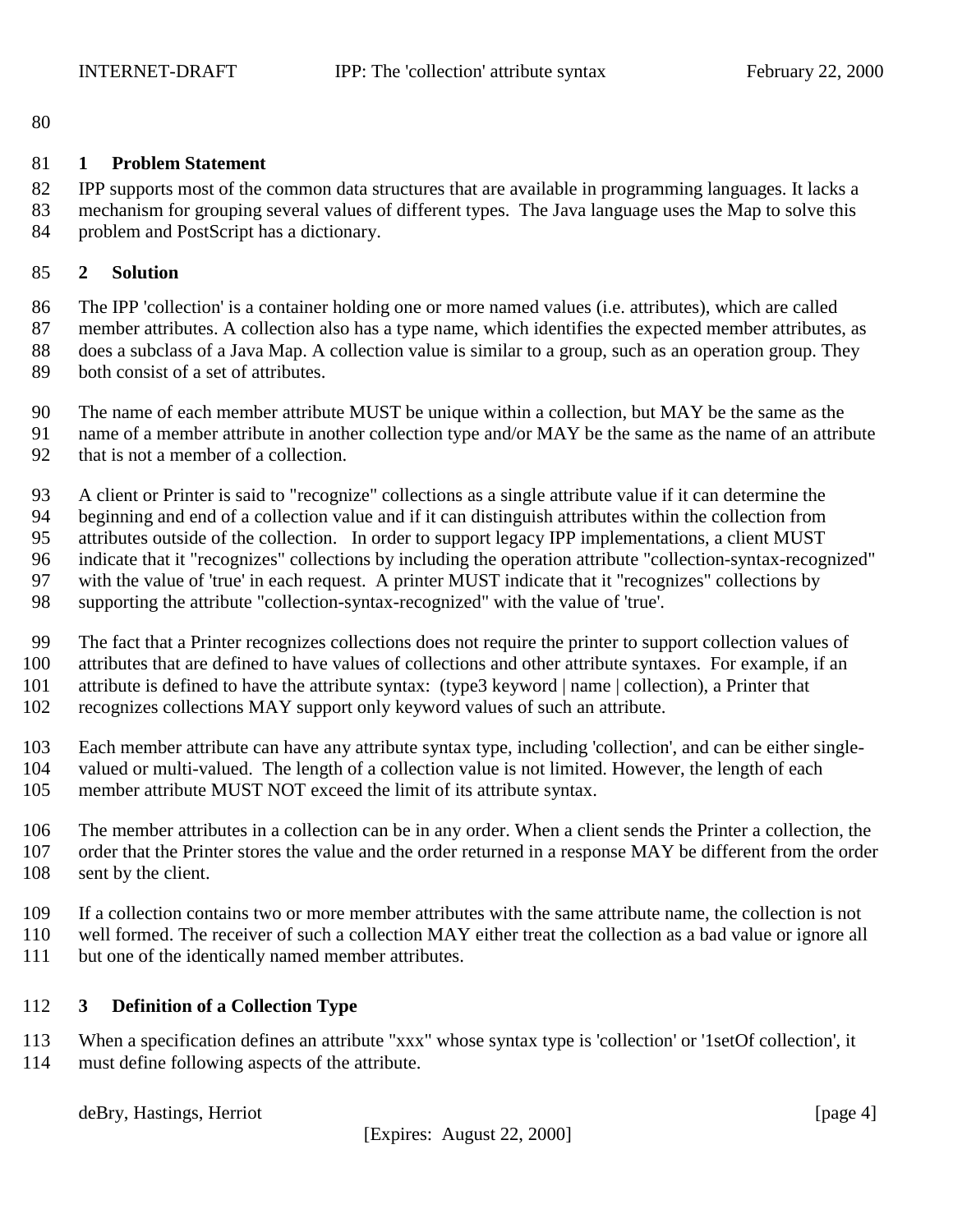## 1 Problem Statement

IPP supports most of the common data structures that are available in programming languages. It lacks a mechanism for grouping several values of different types. The Java language uses the Map to solve this problem and PostScript has a dictionary.

## 2 Solution

The IPP 'collection' is a container holding one or more named values (i.e. attributes), which are called member attributes. A collection also has a type name, which identifies the expected member attributes, as does a subclass of a Java Map. A collection value is similar to a group, such as an operation group. They both consist of a set of attributes.

The name of each member attribute MUST be unique within a collection, but MAY be the same as the name of a member attribute in another collection type and/or MAY be the same as the name of an attribute that is not a member of a collection.

A client or Printer is said to "recognize" collections as a single attribute value if it can determine the beginning and end of a collection value and if it can distinguish attributes within the collection from attributes outside of the collection. In order to support legacy IPP implementations, a client MUST indicate that it "recognizes" collections by including the operation attribute "collection-syntax-recognized" with the value of 'true' in each request. A printer MUST indicate that it "recognizes" collections by supporting the attribute "collection-syntax-recognized" with the value of 'true'.

The fact that a Printer recognizes collections does not require the printer to support collection values of attributes that are defined to have values of collections and other attribute syntaxes. For example, if an attribute is defined to have the attribute syntax: (type3 keyword | name | collection), a Printer that recognizes collections MAY support only keyword values of such an attribute.

Each member attribute can have any attribute syntax type, including 'collection', and can be either single-valued or multi-valued. The length of a collection value is not limited. However, the length of each member attribute MUST NOT exceed the limit of its attribute syntax.

The member attributes in a collection can be in any order. When a client sends the Printer a collection, the order that the Printer stores the value and the order returned in a response MAY be different from the order sent by the client.

If a collection contains two or more member attributes with the same attribute name, the collection is not well formed. The receiver of such a collection MAY either treat the collection as a bad value or ignore all but one of the identically named member attributes.

## 3 Definition of a Collection Type

When a specification defines an attribute "xxx" whose syntax type is 'collection' or '1setOf collection', it must define following aspects of the attribute.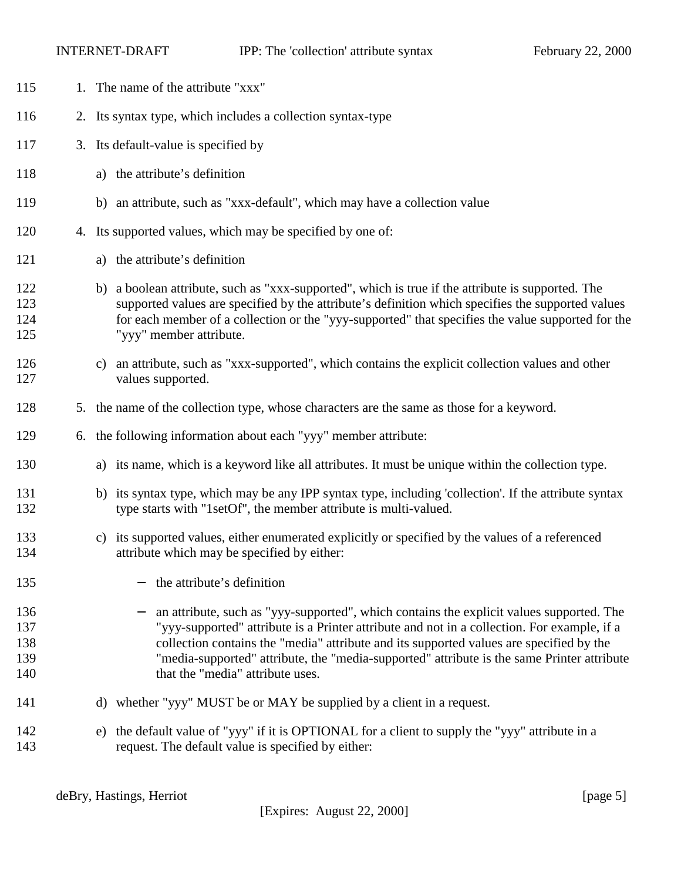1. The name of the attribute "xxx"
2. Its syntax type, which includes a collection syntax-type
3. Its default-value is specified by
   a) the attribute's definition
   b) an attribute, such as "xxx-default", which may have a collection value
4. Its supported values, which may be specified by one of:
   a) the attribute's definition
   b) a boolean attribute, such as "xxx-supported", which is true if the attribute is supported. The supported values are specified by the attribute's definition which specifies the supported values for each member of a collection or the "yyy-supported" that specifies the value supported for the "yyy" member attribute.
   c) an attribute, such as "xxx-supported", which contains the explicit collection values and other values supported.
5. the name of the collection type, whose characters are the same as those for a keyword.
6. the following information about each "yyy" member attribute:
   a) its name, which is a keyword like all attributes. It must be unique within the collection type.
   b) its syntax type, which may be any IPP syntax type, including 'collection'. If the attribute syntax type starts with "1setOf", the member attribute is multi-valued.
   c) its supported values, either enumerated explicitly or specified by the values of a referenced attribute which may be specified by either:
      - the attribute's definition
      - an attribute, such as "yyy-supported", which contains the explicit values supported. The "yyy-supported" attribute is a Printer attribute and not in a collection. For example, if a collection contains the "media" attribute and its supported values are specified by the "media-supported" attribute, the "media-supported" attribute is the same Printer attribute that the "media" attribute uses.
   d) whether "yyy" MUST be or MAY be supplied by a client in a request.
   e) the default value of "yyy" if it is OPTIONAL for a client to supply the "yyy" attribute in a request. The default value is specified by either: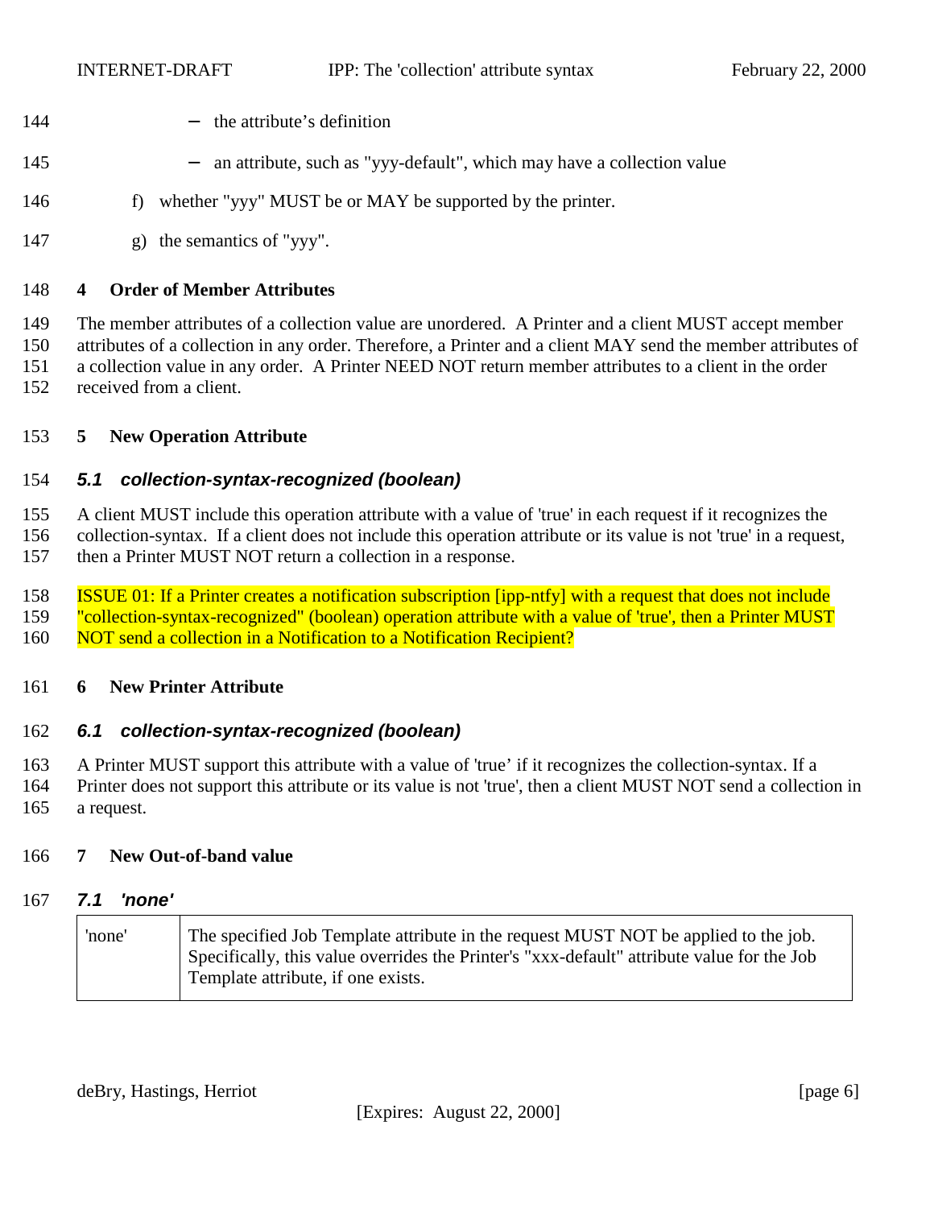- the attribute's definition
   - an attribute, such as "yyy-default", which may have a collection value

f) whether "yyy" MUST be or MAY be supported by the printer.

g) the semantics of "yyy".

# 4 Order of Member Attributes

The member attributes of a collection value are unordered. A Printer and a client MUST accept member attributes of a collection in any order. Therefore, a Printer and a client MAY send the member attributes of a collection value in any order. A Printer NEED NOT return member attributes to a client in the order received from a client.

# 5 New Operation Attribute

## 5.1 collection-syntax-recognized (boolean)

A client MUST include this operation attribute with a value of 'true' in each request if it recognizes the collection-syntax. If a client does not include this operation attribute or its value is not 'true' in a request, then a Printer MUST NOT return a collection in a response.

ISSUE 01: If a Printer creates a notification subscription [ipp-ntfy] with a request that does not include "collection-syntax-recognized" (boolean) operation attribute with a value of 'true', then a Printer MUST NOT send a collection in a Notification to a Notification Recipient?

# 6 New Printer Attribute

## 6.1 collection-syntax-recognized (boolean)

A Printer MUST support this attribute with a value of 'true' if it recognizes the collection-syntax. If a Printer does not support this attribute or its value is not 'true', then a client MUST NOT send a collection in a request.

# 7 New Out-of-band value

## 7.1 'none'

| | |
|---|---|
| 'none' | The specified Job Template attribute in the request MUST NOT be applied to the job. Specifically, this value overrides the Printer's "xxx-default" attribute value for the Job Template attribute, if one exists. |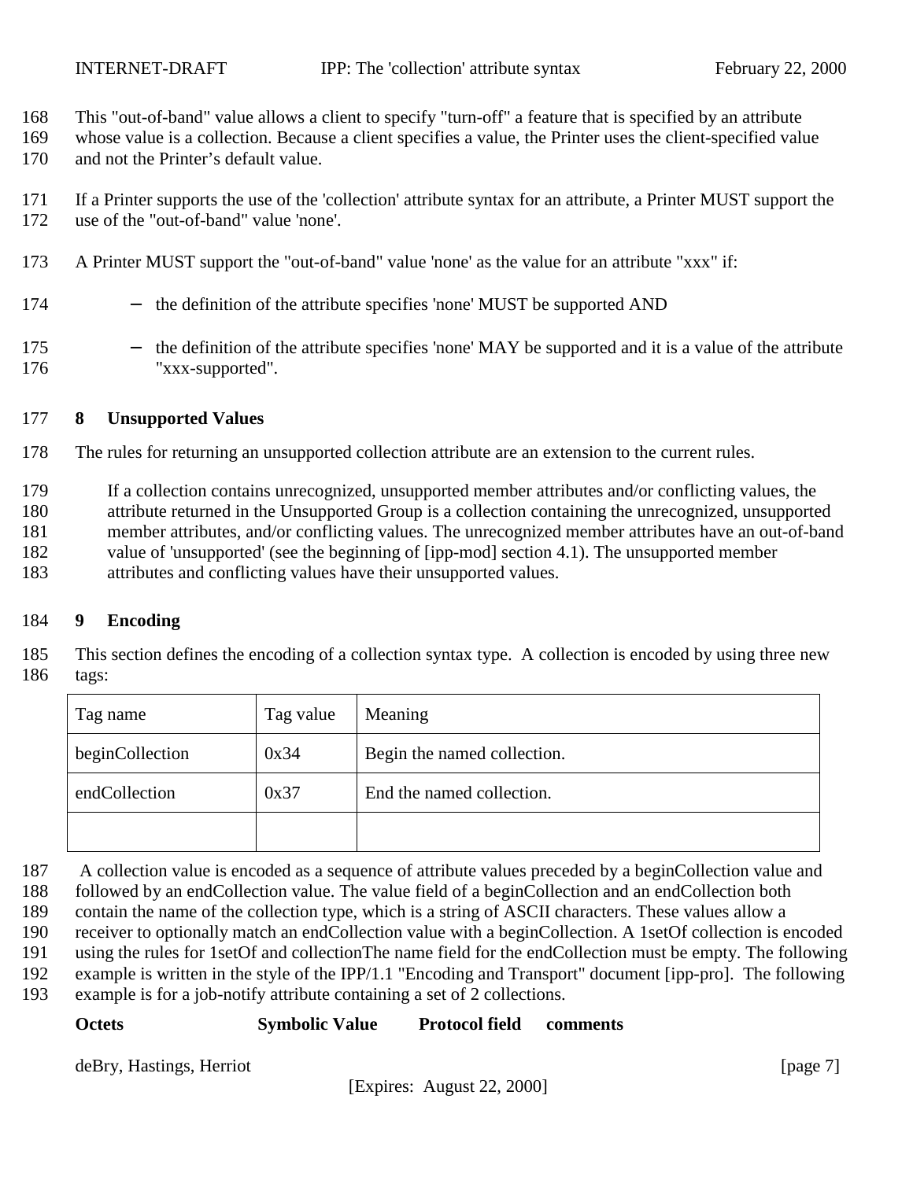This "out-of-band" value allows a client to specify "turn-off" a feature that is specified by an attribute whose value is a collection. Because a client specifies a value, the Printer uses the client-specified value and not the Printer's default value.

If a Printer supports the use of the 'collection' attribute syntax for an attribute, a Printer MUST support the use of the "out-of-band" value 'none'.

A Printer MUST support the "out-of-band" value 'none' as the value for an attribute "xxx" if:

- the definition of the attribute specifies 'none' MUST be supported AND
- the definition of the attribute specifies 'none' MAY be supported and it is a value of the attribute "xxx-supported".

# 8 Unsupported Values

The rules for returning an unsupported collection attribute are an extension to the current rules.

> If a collection contains unrecognized, unsupported member attributes and/or conflicting values, the attribute returned in the Unsupported Group is a collection containing the unrecognized, unsupported member attributes, and/or conflicting values. The unrecognized member attributes have an out-of-band value of 'unsupported' (see the beginning of [ipp-mod] section 4.1). The unsupported member attributes and conflicting values have their unsupported values.

# 9 Encoding

This section defines the encoding of a collection syntax type. A collection is encoded by using three new tags:

| Tag name | Tag value | Meaning |
|---|---|---|
| beginCollection | 0x34 | Begin the named collection. |
| endCollection | 0x37 | End the named collection. |
| | | |

A collection value is encoded as a sequence of attribute values preceded by a beginCollection value and followed by an endCollection value. The value field of a beginCollection and an endCollection both contain the name of the collection type, which is a string of ASCII characters. These values allow a receiver to optionally match an endCollection value with a beginCollection. A 1setOf collection is encoded using the rules for 1setOf and collectionThe name field for the endCollection must be empty. The following example is written in the style of the IPP/1.1 "Encoding and Transport" document [ipp-pro]. The following example is for a job-notify attribute containing a set of 2 collections.

**Octets** **Symbolic Value** **Protocol field** **comments**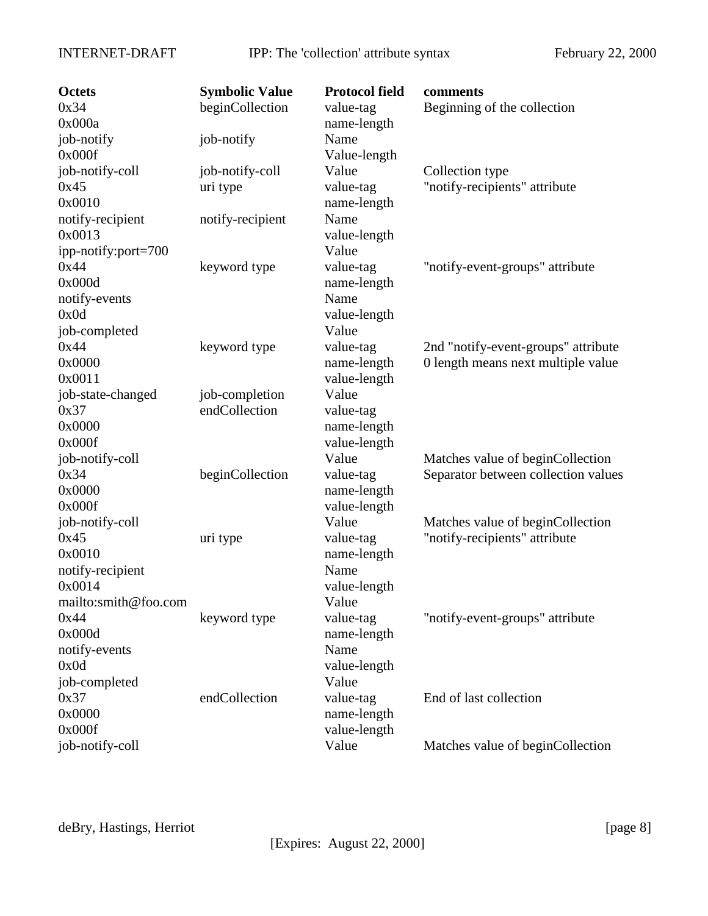| Octets | Symbolic Value | Protocol field | comments |
|---|---|---|---|
| 0x34 | beginCollection | value-tag | Beginning of the collection |
| 0x000a | | name-length | |
| job-notify | job-notify | Name | |
| 0x000f | | Value-length | |
| job-notify-coll | job-notify-coll | Value | Collection type |
| 0x45 | uri type | value-tag | "notify-recipients" attribute |
| 0x0010 | | name-length | |
| notify-recipient | notify-recipient | Name | |
| 0x0013 | | value-length | |
| ipp-notify:port=700 | | Value | |
| 0x44 | keyword type | value-tag | "notify-event-groups" attribute |
| 0x000d | | name-length | |
| notify-events | | Name | |
| 0x0d | | value-length | |
| job-completed | | Value | |
| 0x44 | keyword type | value-tag | 2nd "notify-event-groups" attribute |
| 0x0000 | | name-length | 0 length means next multiple value |
| 0x0011 | | value-length | |
| job-state-changed | job-completion | Value | |
| 0x37 | endCollection | value-tag | |
| 0x0000 | | name-length | |
| 0x000f | | value-length | |
| job-notify-coll | | Value | Matches value of beginCollection |
| 0x34 | beginCollection | value-tag | Separator between collection values |
| 0x0000 | | name-length | |
| 0x000f | | value-length | |
| job-notify-coll | | Value | Matches value of beginCollection |
| 0x45 | uri type | value-tag | "notify-recipients" attribute |
| 0x0010 | | name-length | |
| notify-recipient | | Name | |
| 0x0014 | | value-length | |
| mailto:smith@foo.com | | Value | |
| 0x44 | keyword type | value-tag | "notify-event-groups" attribute |
| 0x000d | | name-length | |
| notify-events | | Name | |
| 0x0d | | value-length | |
| job-completed | | Value | |
| 0x37 | endCollection | value-tag | End of last collection |
| 0x0000 | | name-length | |
| 0x000f | | value-length | |
| job-notify-coll | | Value | Matches value of beginCollection |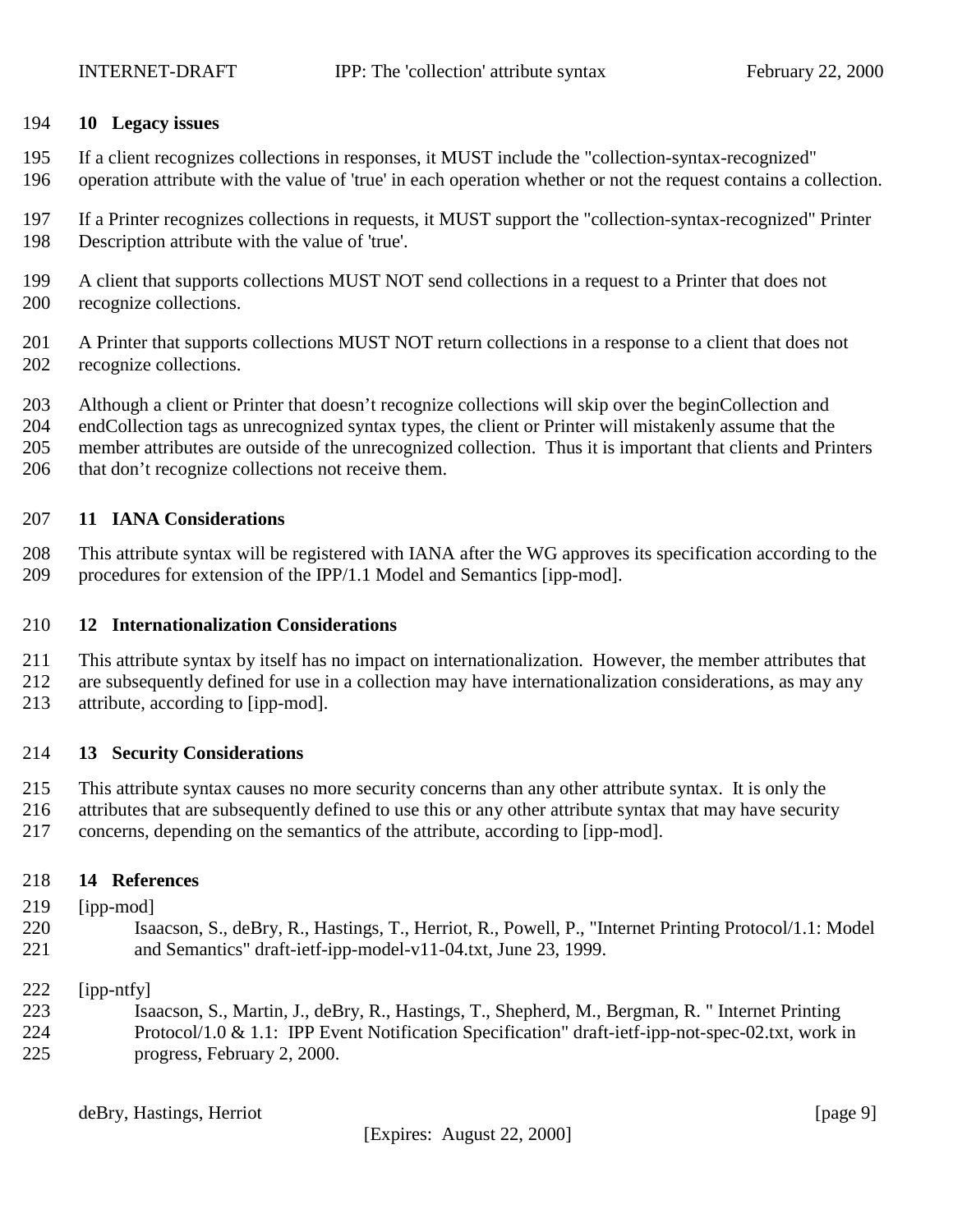## 10 Legacy issues

If a client recognizes collections in responses, it MUST include the "collection-syntax-recognized" operation attribute with the value of 'true' in each operation whether or not the request contains a collection.

If a Printer recognizes collections in requests, it MUST support the "collection-syntax-recognized" Printer Description attribute with the value of 'true'.

A client that supports collections MUST NOT send collections in a request to a Printer that does not recognize collections.

A Printer that supports collections MUST NOT return collections in a response to a client that does not recognize collections.

Although a client or Printer that doesn't recognize collections will skip over the beginCollection and endCollection tags as unrecognized syntax types, the client or Printer will mistakenly assume that the member attributes are outside of the unrecognized collection. Thus it is important that clients and Printers that don't recognize collections not receive them.

## 11 IANA Considerations

This attribute syntax will be registered with IANA after the WG approves its specification according to the procedures for extension of the IPP/1.1 Model and Semantics [ipp-mod].

## 12 Internationalization Considerations

This attribute syntax by itself has no impact on internationalization. However, the member attributes that are subsequently defined for use in a collection may have internationalization considerations, as may any attribute, according to [ipp-mod].

## 13 Security Considerations

This attribute syntax causes no more security concerns than any other attribute syntax. It is only the attributes that are subsequently defined to use this or any other attribute syntax that may have security concerns, depending on the semantics of the attribute, according to [ipp-mod].

## 14 References

[ipp-mod]
Isaacson, S., deBry, R., Hastings, T., Herriot, R., Powell, P., "Internet Printing Protocol/1.1: Model and Semantics" draft-ietf-ipp-model-v11-04.txt, June 23, 1999.

[ipp-ntfy]
Isaacson, S., Martin, J., deBry, R., Hastings, T., Shepherd, M., Bergman, R. " Internet Printing Protocol/1.0 & 1.1: IPP Event Notification Specification" draft-ietf-ipp-not-spec-02.txt, work in progress, February 2, 2000.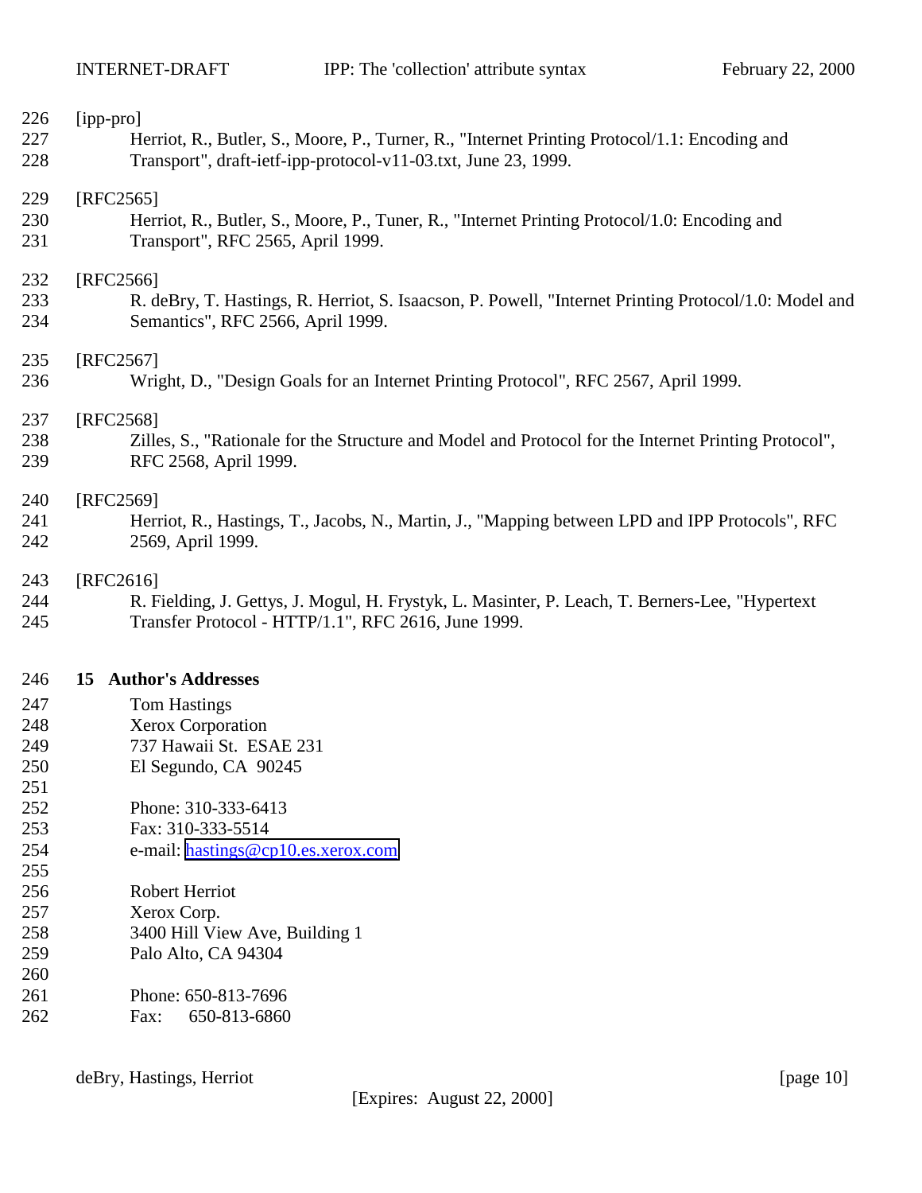[ipp-pro]
Herriot, R., Butler, S., Moore, P., Turner, R., "Internet Printing Protocol/1.1: Encoding and Transport", draft-ietf-ipp-protocol-v11-03.txt, June 23, 1999.

[RFC2565]
Herriot, R., Butler, S., Moore, P., Tuner, R., "Internet Printing Protocol/1.0: Encoding and Transport", RFC 2565, April 1999.

[RFC2566]
R. deBry, T. Hastings, R. Herriot, S. Isaacson, P. Powell, "Internet Printing Protocol/1.0: Model and Semantics", RFC 2566, April 1999.

[RFC2567]
Wright, D., "Design Goals for an Internet Printing Protocol", RFC 2567, April 1999.

[RFC2568]
Zilles, S., "Rationale for the Structure and Model and Protocol for the Internet Printing Protocol", RFC 2568, April 1999.

[RFC2569]
Herriot, R., Hastings, T., Jacobs, N., Martin, J., "Mapping between LPD and IPP Protocols", RFC 2569, April 1999.

[RFC2616]
R. Fielding, J. Gettys, J. Mogul, H. Frystyk, L. Masinter, P. Leach, T. Berners-Lee, "Hypertext Transfer Protocol - HTTP/1.1", RFC 2616, June 1999.

## 15 Author's Addresses

Tom Hastings
Xerox Corporation
737 Hawaii St. ESAE 231
El Segundo, CA 90245

Phone: 310-333-6413
Fax: 310-333-5514
e-mail: hastings@cp10.es.xerox.com

Robert Herriot
Xerox Corp.
3400 Hill View Ave, Building 1
Palo Alto, CA 94304

Phone: 650-813-7696
Fax: 650-813-6860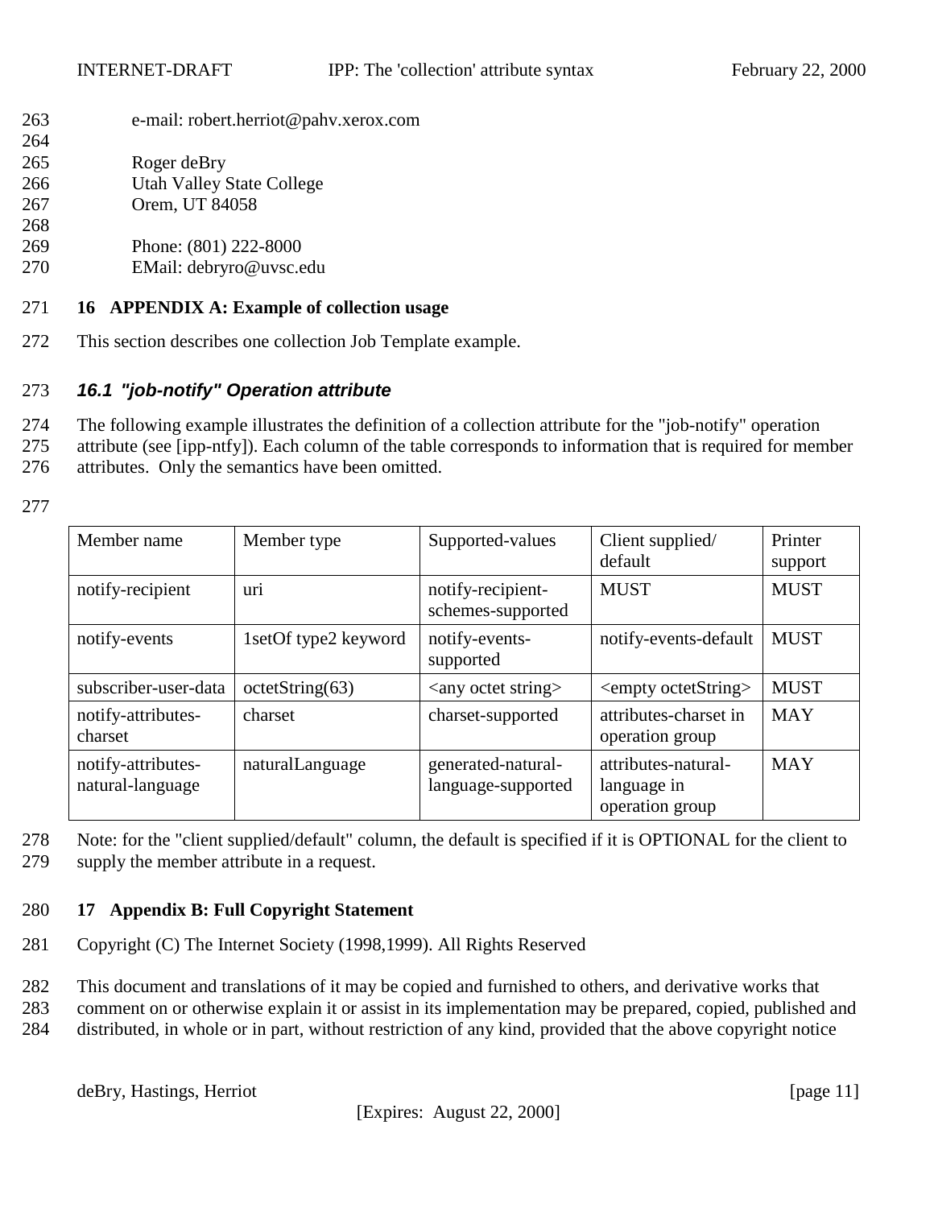e-mail: robert.herriot@pahv.xerox.com

Roger deBry
Utah Valley State College
Orem, UT 84058

Phone: (801) 222-8000
EMail: debryro@uvsc.edu

## 16 APPENDIX A: Example of collection usage

This section describes one collection Job Template example.

### *16.1 "job-notify" Operation attribute*

The following example illustrates the definition of a collection attribute for the "job-notify" operation attribute (see [ipp-ntfy]). Each column of the table corresponds to information that is required for member attributes. Only the semantics have been omitted.

| Member name | Member type | Supported-values | Client supplied/ default | Printer support |
|---|---|---|---|---|
| notify-recipient | uri | notify-recipient-schemes-supported | MUST | MUST |
| notify-events | 1setOf type2 keyword | notify-events-supported | notify-events-default | MUST |
| subscriber-user-data | octetString(63) | <any octet string> | <empty octetString> | MUST |
| notify-attributes-charset | charset | charset-supported | attributes-charset in operation group | MAY |
| notify-attributes-natural-language | naturalLanguage | generated-natural-language-supported | attributes-natural-language in operation group | MAY |

Note: for the "client supplied/default" column, the default is specified if it is OPTIONAL for the client to supply the member attribute in a request.

## 17 Appendix B: Full Copyright Statement

Copyright (C) The Internet Society (1998,1999). All Rights Reserved

This document and translations of it may be copied and furnished to others, and derivative works that comment on or otherwise explain it or assist in its implementation may be prepared, copied, published and distributed, in whole or in part, without restriction of any kind, provided that the above copyright notice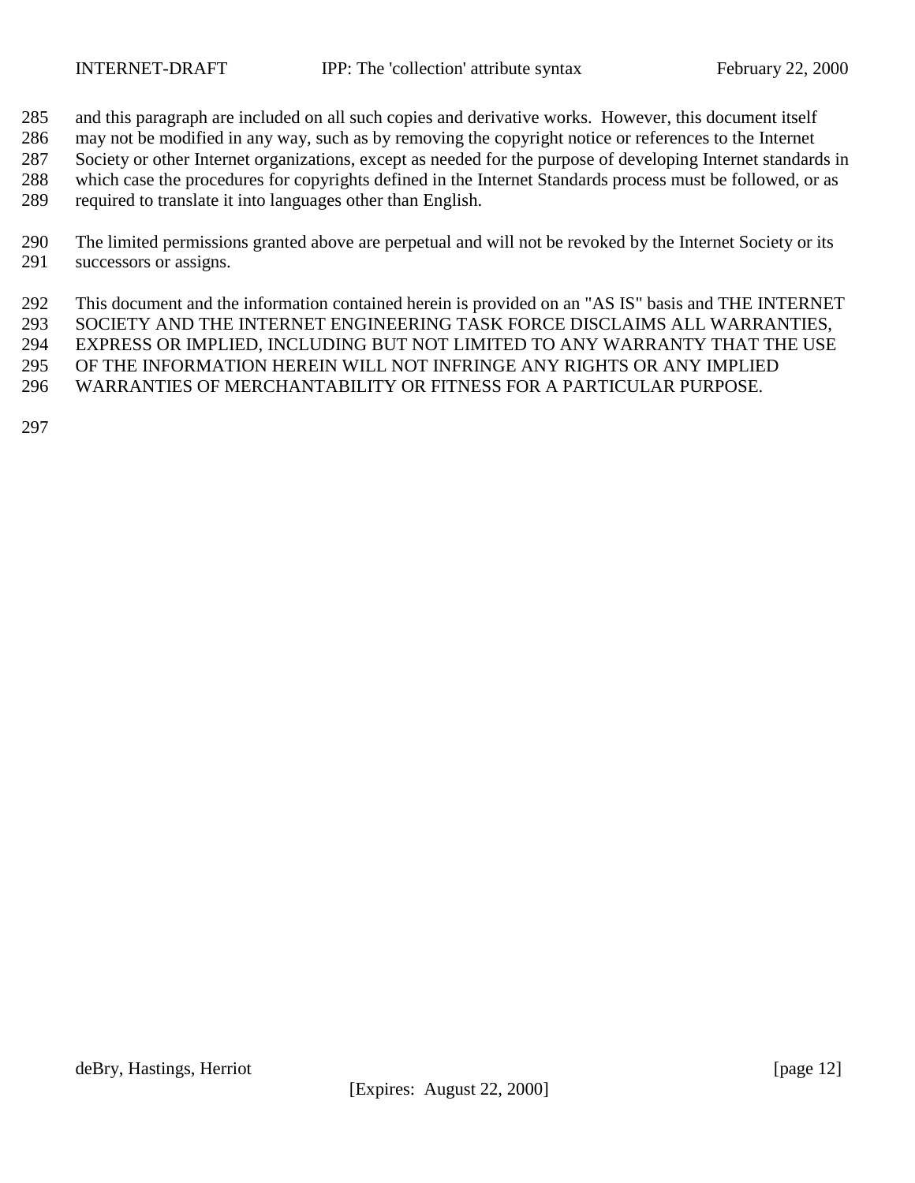and this paragraph are included on all such copies and derivative works. However, this document itself may not be modified in any way, such as by removing the copyright notice or references to the Internet Society or other Internet organizations, except as needed for the purpose of developing Internet standards in which case the procedures for copyrights defined in the Internet Standards process must be followed, or as required to translate it into languages other than English.

The limited permissions granted above are perpetual and will not be revoked by the Internet Society or its successors or assigns.

This document and the information contained herein is provided on an "AS IS" basis and THE INTERNET SOCIETY AND THE INTERNET ENGINEERING TASK FORCE DISCLAIMS ALL WARRANTIES, EXPRESS OR IMPLIED, INCLUDING BUT NOT LIMITED TO ANY WARRANTY THAT THE USE OF THE INFORMATION HEREIN WILL NOT INFRINGE ANY RIGHTS OR ANY IMPLIED WARRANTIES OF MERCHANTABILITY OR FITNESS FOR A PARTICULAR PURPOSE.